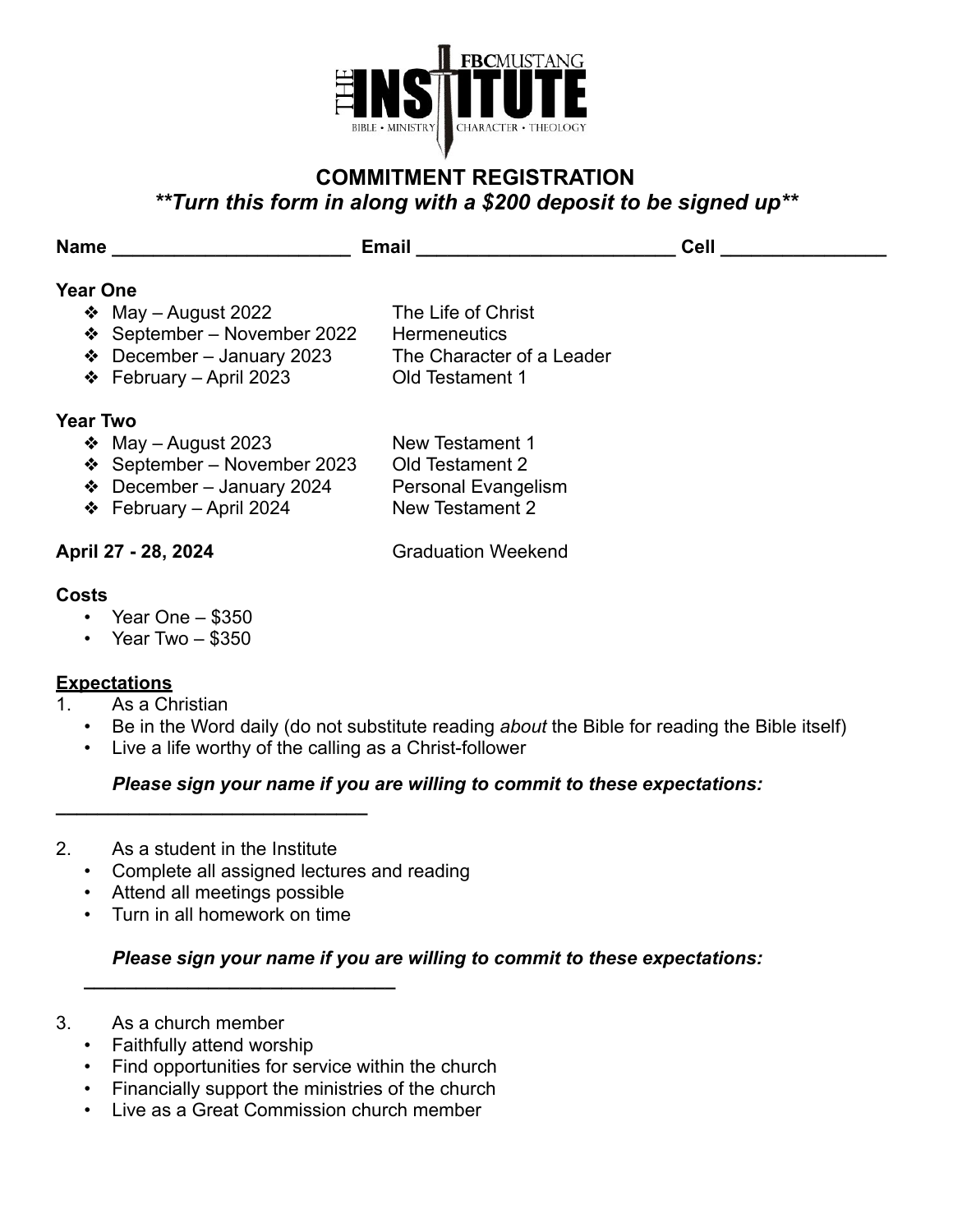THE INSTITUTE
FBC MUSTANG
BIBLE • MINISTRY | CHARACTER • THEOLOGY

# COMMITMENT REGISTRATION

***\*\*Turn this form in along with a $200 deposit to be signed up\*\****

**Name** _______________________ **Email** _________________________ **Cell** ________________

**Year One**

- May – August 2022 — The Life of Christ
- September – November 2022 — Hermeneutics
- December – January 2023 — The Character of a Leader
- February – April 2023 — Old Testament 1

**Year Two**

- May – August 2023 — New Testament 1
- September – November 2023 — Old Testament 2
- December – January 2024 — Personal Evangelism
- February – April 2024 — New Testament 2

**April 27 - 28, 2024** — Graduation Weekend

**Costs**

- Year One – $350
- Year Two – $350

**<u>Expectations</u>**

1. As a Christian
   - Be in the Word daily (do not substitute reading *about* the Bible for reading the Bible itself)
   - Live a life worthy of the calling as a Christ-follower

   ***Please sign your name if you are willing to commit to these expectations:***

   ______________________________

2. As a student in the Institute
   - Complete all assigned lectures and reading
   - Attend all meetings possible
   - Turn in all homework on time

   ***Please sign your name if you are willing to commit to these expectations:***

   ______________________________

3. As a church member
   - Faithfully attend worship
   - Find opportunities for service within the church
   - Financially support the ministries of the church
   - Live as a Great Commission church member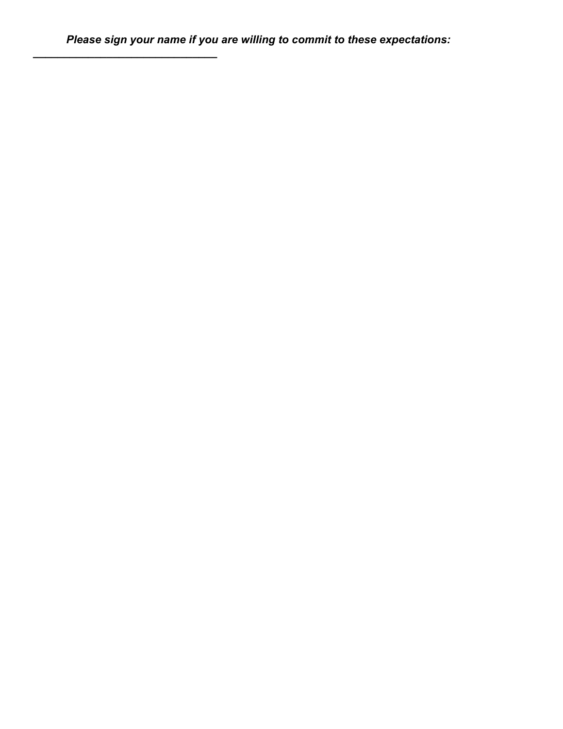***Please sign your name if you are willing to commit to these expectations:***

_______________________________